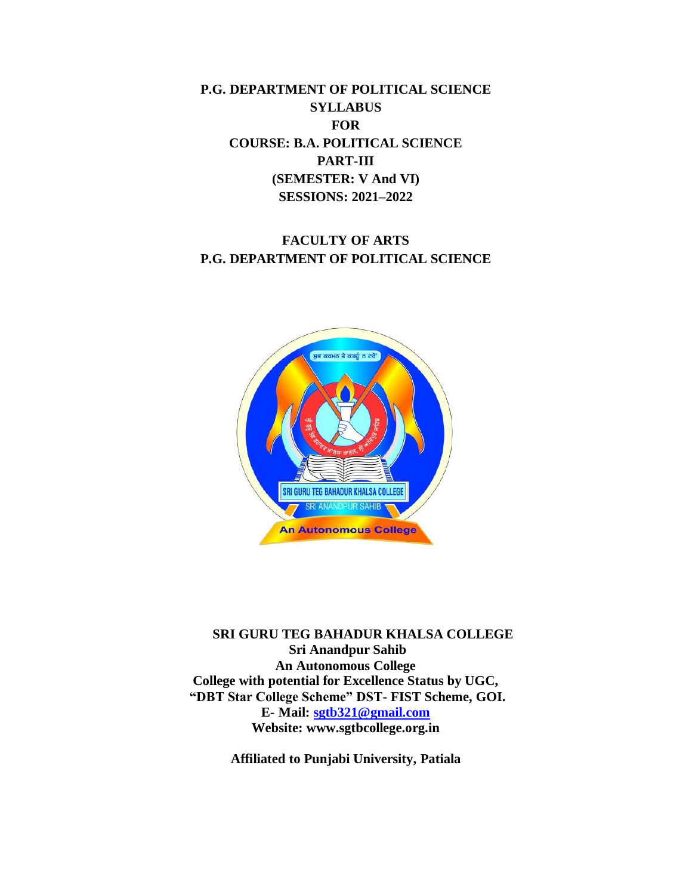# P.G. DEPARTMENT OF POLITICAL SCIENCE
# SYLLABUS
# FOR
# COURSE: B.A. POLITICAL SCIENCE
# PART-III
# (SEMESTER: V And VI)
# SESSIONS: 2021–2022

## FACULTY OF ARTS
## P.G. DEPARTMENT OF POLITICAL SCIENCE

**SRI GURU TEG BAHADUR KHALSA COLLEGE**
**Sri Anandpur Sahib**
**An Autonomous College**
**College with potential for Excellence Status by UGC,**
**"DBT Star College Scheme" DST- FIST Scheme, GOI.**
**E- Mail: sgtb321@gmail.com**
**Website: www.sgtbcollege.org.in**

**Affiliated to Punjabi University, Patiala**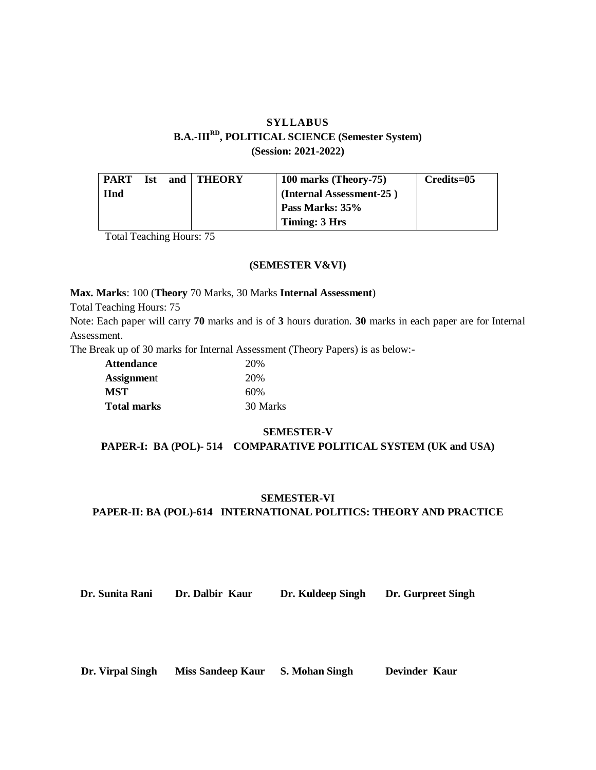# SYLLABUS
## B.A.-III[RD], POLITICAL SCIENCE (Semester System)
### (Session: 2021-2022)

| PART Ist and IInd | THEORY | 100 marks (Theory-75) (Internal Assessment-25 ) Pass Marks: 35% Timing: 3 Hrs | Credits=05 |
|---|---|---|---|

Total Teaching Hours: 75

**(SEMESTER V&VI)**

**Max. Marks**: 100 (**Theory** 70 Marks, 30 Marks **Internal Assessment**)

Total Teaching Hours: 75

Note: Each paper will carry **70** marks and is of **3** hours duration. **30** marks in each paper are for Internal Assessment.

The Break up of 30 marks for Internal Assessment (Theory Papers) is as below:-

| | |
|---|---|
| **Attendance** | 20% |
| **Assignment** | 20% |
| **MST** | 60% |
| **Total marks** | 30 Marks |

**SEMESTER-V**

**PAPER-I: BA (POL)- 514 COMPARATIVE POLITICAL SYSTEM (UK and USA)**

**SEMESTER-VI**

**PAPER-II: BA (POL)-614 INTERNATIONAL POLITICS: THEORY AND PRACTICE**

**Dr. Sunita Rani** **Dr. Dalbir Kaur** **Dr. Kuldeep Singh** **Dr. Gurpreet Singh**

**Dr. Virpal Singh** **Miss Sandeep Kaur** **S. Mohan Singh** **Devinder Kaur**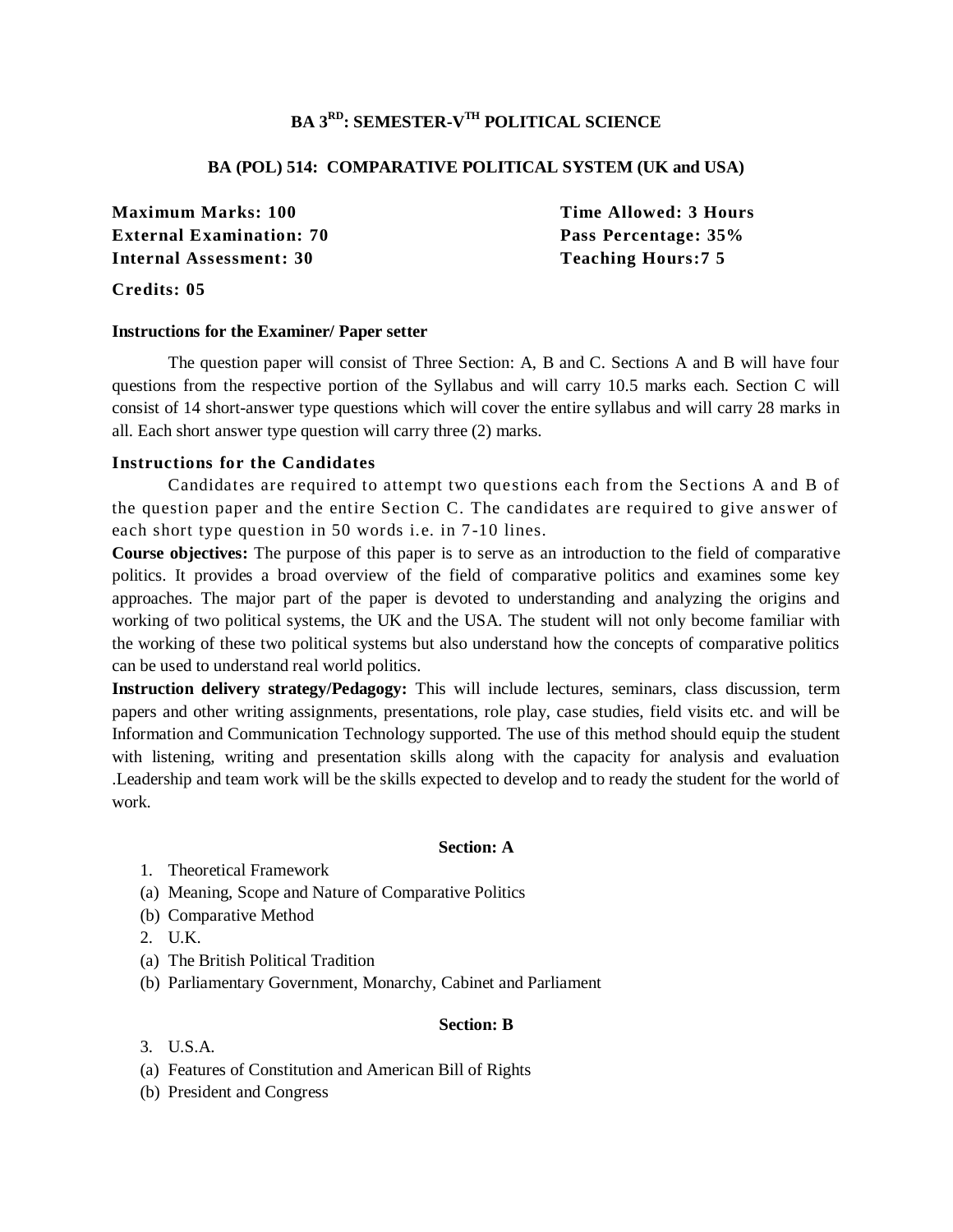# BA 3RD: SEMESTER-VTH POLITICAL SCIENCE

## BA (POL) 514: COMPARATIVE POLITICAL SYSTEM (UK and USA)

**Maximum Marks: 100**
**External Examination: 70**
**Internal Assessment: 30**
**Credits: 05**

**Time Allowed: 3 Hours**
**Pass Percentage: 35%**
**Teaching Hours:7 5**

### Instructions for the Examiner/ Paper setter

The question paper will consist of Three Section: A, B and C. Sections A and B will have four questions from the respective portion of the Syllabus and will carry 10.5 marks each. Section C will consist of 14 short-answer type questions which will cover the entire syllabus and will carry 28 marks in all. Each short answer type question will carry three (2) marks.

### Instructions for the Candidates

Candidates are required to attempt two questions each from the Sections A and B of the question paper and the entire Section C. The candidates are required to give answer of each short type question in 50 words i.e. in 7-10 lines.

**Course objectives:** The purpose of this paper is to serve as an introduction to the field of comparative politics. It provides a broad overview of the field of comparative politics and examines some key approaches. The major part of the paper is devoted to understanding and analyzing the origins and working of two political systems, the UK and the USA. The student will not only become familiar with the working of these two political systems but also understand how the concepts of comparative politics can be used to understand real world politics.

**Instruction delivery strategy/Pedagogy:** This will include lectures, seminars, class discussion, term papers and other writing assignments, presentations, role play, case studies, field visits etc. and will be Information and Communication Technology supported. The use of this method should equip the student with listening, writing and presentation skills along with the capacity for analysis and evaluation .Leadership and team work will be the skills expected to develop and to ready the student for the world of work.

### Section: A

1. Theoretical Framework
(a) Meaning, Scope and Nature of Comparative Politics
(b) Comparative Method
2. U.K.
(a) The British Political Tradition
(b) Parliamentary Government, Monarchy, Cabinet and Parliament

### Section: B

3. U.S.A.
(a) Features of Constitution and American Bill of Rights
(b) President and Congress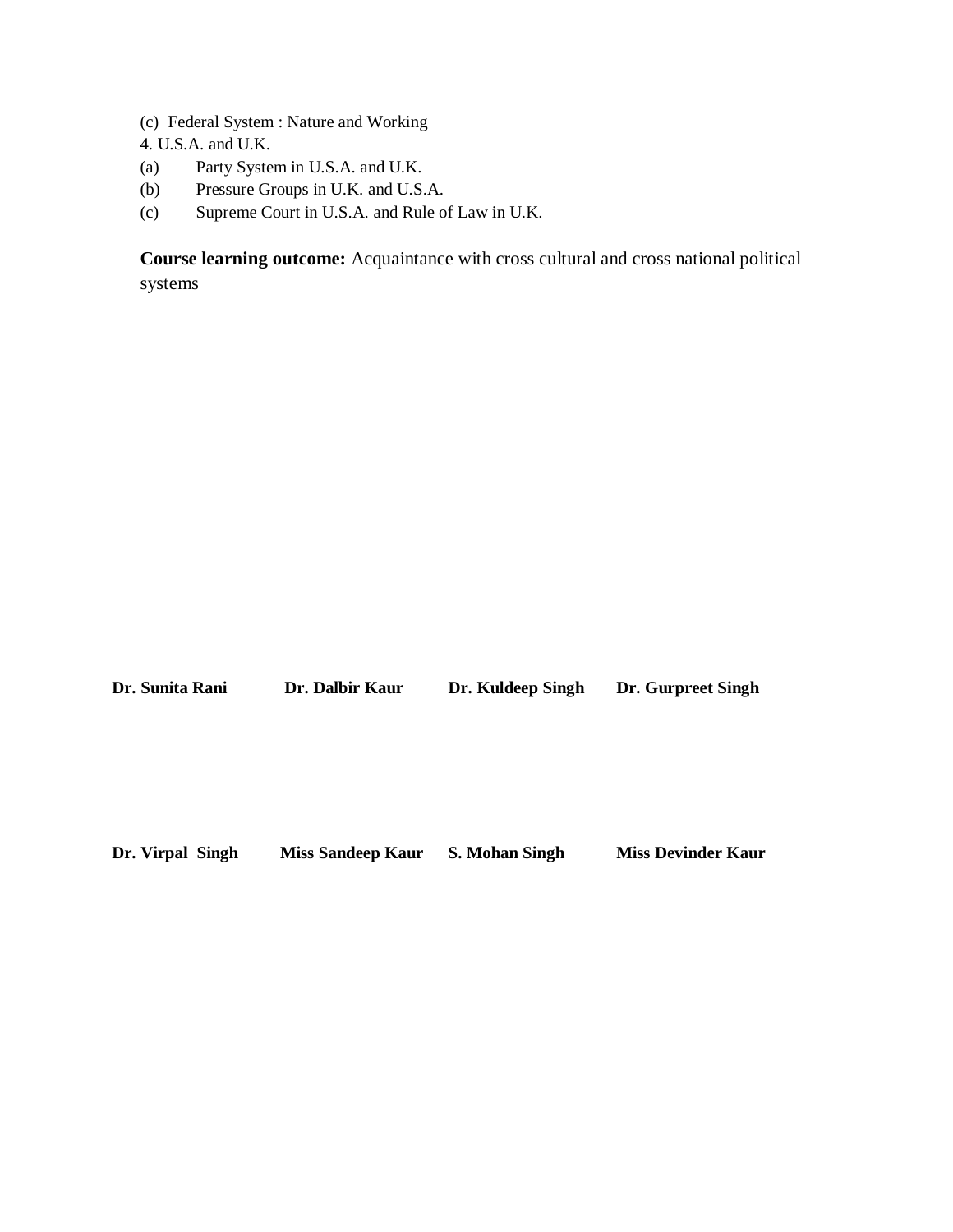(c) Federal System : Nature and Working

4. U.S.A. and U.K.

(a) Party System in U.S.A. and U.K.

(b) Pressure Groups in U.K. and U.S.A.

(c) Supreme Court in U.S.A. and Rule of Law in U.K.

**Course learning outcome:** Acquaintance with cross cultural and cross national political systems

| | | | |
|---|---|---|---|
| **Dr. Sunita Rani** | **Dr. Dalbir Kaur** | **Dr. Kuldeep Singh** | **Dr. Gurpreet Singh** |
| **Dr. Virpal Singh** | **Miss Sandeep Kaur** | **S. Mohan Singh** | **Miss Devinder Kaur** |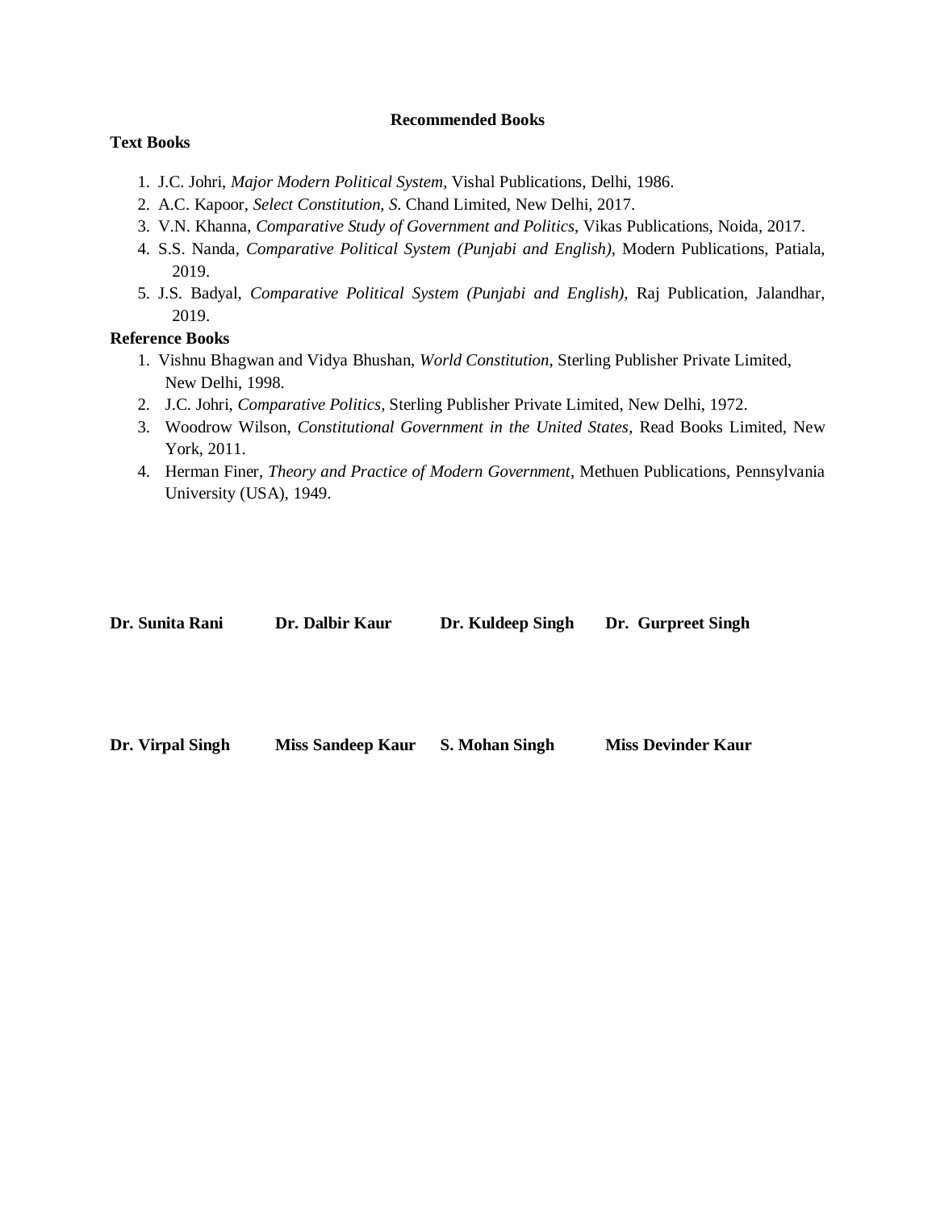**Recommended Books**

**Text Books**

1. J.C. Johri, *Major Modern Political System*, Vishal Publications, Delhi, 1986.
2. A.C. Kapoor, *Select Constitution, S*. Chand Limited, New Delhi, 2017.
3. V.N. Khanna, *Comparative Study of Government and Politics,* Vikas Publications, Noida, 2017.
4. S.S. Nanda, *Comparative Political System (Punjabi and English),* Modern Publications, Patiala, 2019.
5. J.S. Badyal, *Comparative Political System (Punjabi and English),* Raj Publication, Jalandhar, 2019.

**Reference Books**

1. Vishnu Bhagwan and Vidya Bhushan, *World Constitution*, Sterling Publisher Private Limited, New Delhi, 1998.
2. J.C. Johri, *Comparative Politics,* Sterling Publisher Private Limited, New Delhi, 1972.
3. Woodrow Wilson, *Constitutional Government in the United States*, Read Books Limited, New York, 2011.
4. Herman Finer, *Theory and Practice of Modern Government*, Methuen Publications, Pennsylvania University (USA), 1949.

**Dr. Sunita Rani** **Dr. Dalbir Kaur** **Dr. Kuldeep Singh** **Dr. Gurpreet Singh**

**Dr. Virpal Singh** **Miss Sandeep Kaur** **S. Mohan Singh** **Miss Devinder Kaur**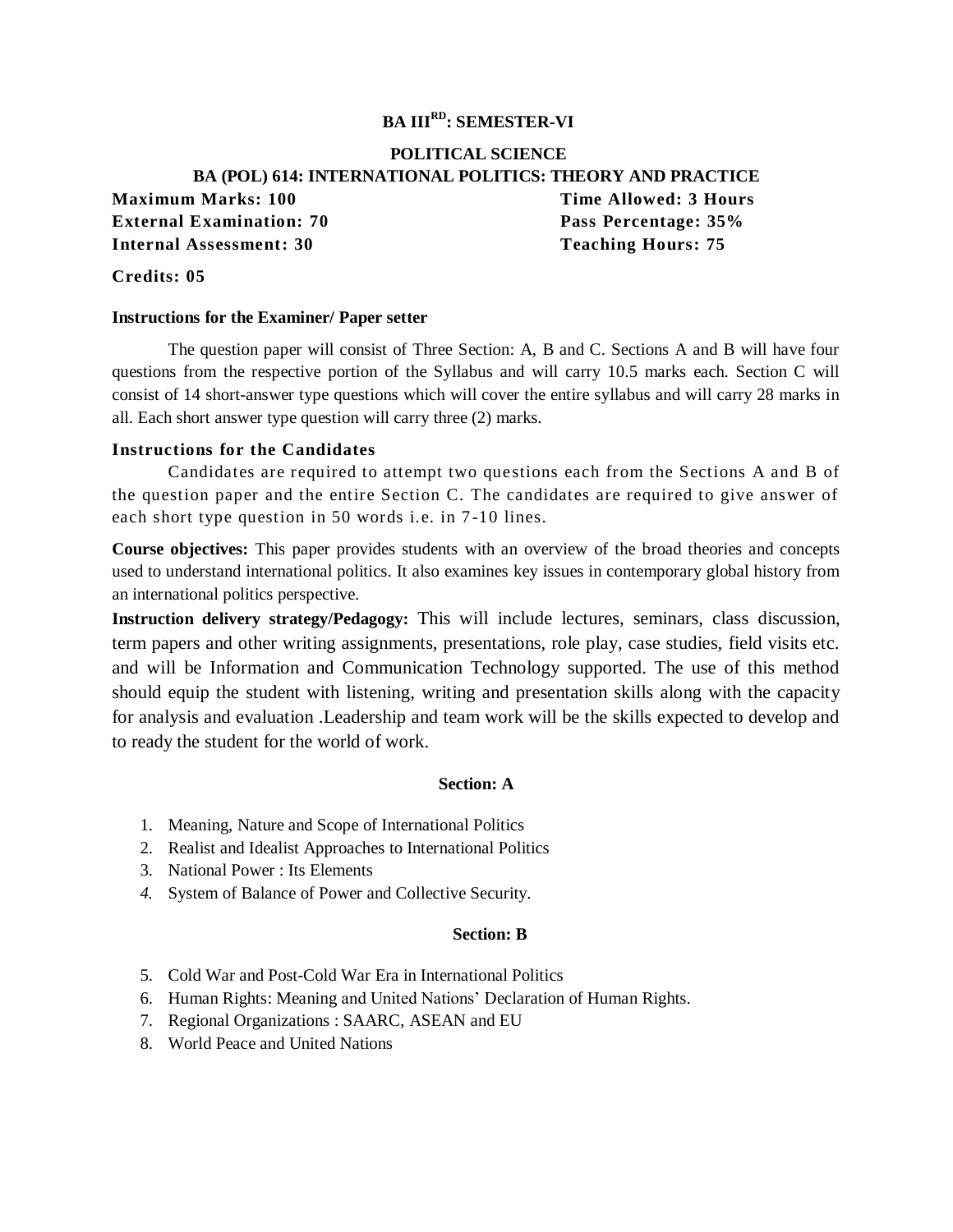# BA III[RD]: SEMESTER-VI

## POLITICAL SCIENCE

## BA (POL) 614: INTERNATIONAL POLITICS: THEORY AND PRACTICE

**Maximum Marks: 100** **Time Allowed: 3 Hours**
**External Examination: 70** **Pass Percentage: 35%**
**Internal Assessment: 30** **Teaching Hours: 75**

**Credits: 05**

**Instructions for the Examiner/ Paper setter**

The question paper will consist of Three Section: A, B and C. Sections A and B will have four questions from the respective portion of the Syllabus and will carry 10.5 marks each. Section C will consist of 14 short-answer type questions which will cover the entire syllabus and will carry 28 marks in all. Each short answer type question will carry three (2) marks.

**Instructions for the Candidates**

Candidates are required to attempt two questions each from the Sections A and B of the question paper and the entire Section C. The candidates are required to give answer of each short type question in 50 words i.e. in 7-10 lines.

**Course objectives:** This paper provides students with an overview of the broad theories and concepts used to understand international politics. It also examines key issues in contemporary global history from an international politics perspective.

**Instruction delivery strategy/Pedagogy:** This will include lectures, seminars, class discussion, term papers and other writing assignments, presentations, role play, case studies, field visits etc. and will be Information and Communication Technology supported. The use of this method should equip the student with listening, writing and presentation skills along with the capacity for analysis and evaluation .Leadership and team work will be the skills expected to develop and to ready the student for the world of work.

### Section: A

1. Meaning, Nature and Scope of International Politics
2. Realist and Idealist Approaches to International Politics
3. National Power : Its Elements
4. System of Balance of Power and Collective Security.

### Section: B

5. Cold War and Post-Cold War Era in International Politics
6. Human Rights: Meaning and United Nations' Declaration of Human Rights.
7. Regional Organizations : SAARC, ASEAN and EU
8. World Peace and United Nations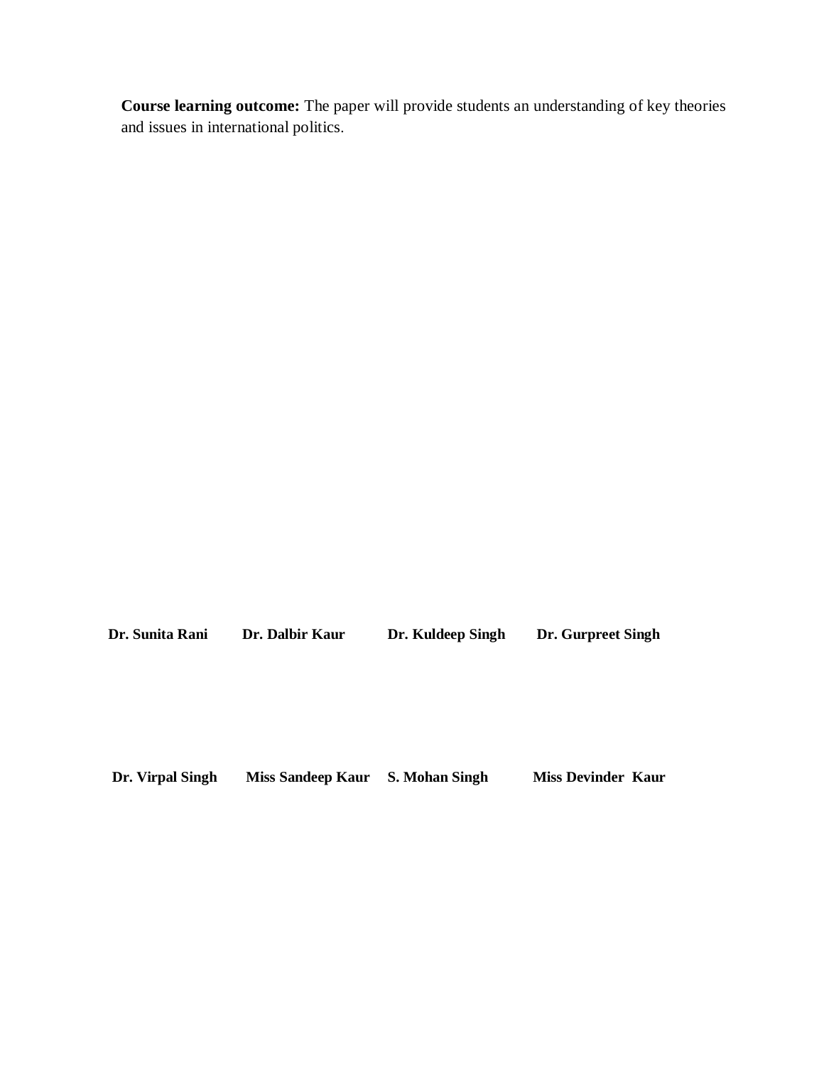**Course learning outcome:** The paper will provide students an understanding of key theories and issues in international politics.

**Dr. Sunita Rani** **Dr. Dalbir Kaur** **Dr. Kuldeep Singh** **Dr. Gurpreet Singh**

**Dr. Virpal Singh** **Miss Sandeep Kaur** **S. Mohan Singh** **Miss Devinder Kaur**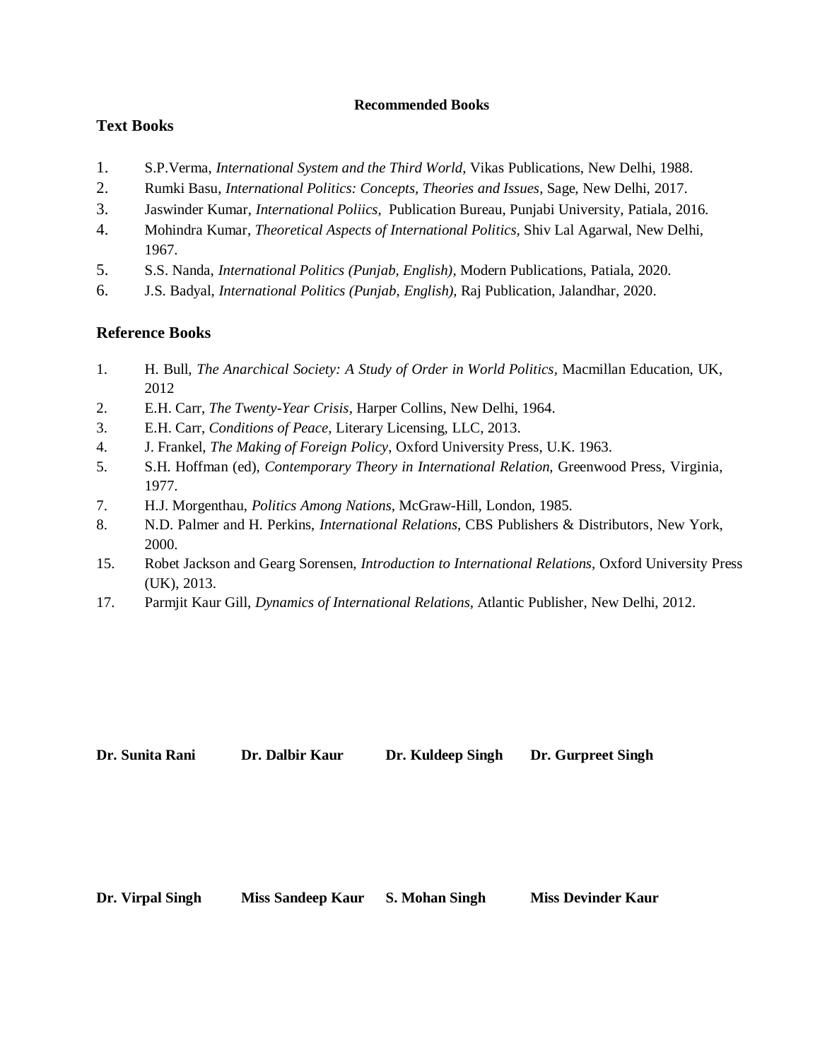**Recommended Books**

## Text Books

1. S.P.Verma, *International System and the Third World*, Vikas Publications, New Delhi, 1988.
2. Rumki Basu, *International Politics: Concepts, Theories and Issues*, Sage, New Delhi, 2017.
3. Jaswinder Kumar, *International Poliics*, Publication Bureau, Punjabi University, Patiala, 2016.
4. Mohindra Kumar, *Theoretical Aspects of International Politics,* Shiv Lal Agarwal, New Delhi, 1967.
5. S.S. Nanda, *International Politics (Punjab, English)*, Modern Publications, Patiala, 2020.
6. J.S. Badyal, *International Politics (Punjab, English),* Raj Publication, Jalandhar, 2020.

## Reference Books

1. H. Bull, *The Anarchical Society: A Study of Order in World Politics*, Macmillan Education, UK, 2012
2. E.H. Carr, *The Twenty-Year Crisis*, Harper Collins, New Delhi, 1964.
3. E.H. Carr, *Conditions of Peace,* Literary Licensing, LLC, 2013.
4. J. Frankel, *The Making of Foreign Policy*, Oxford University Press, U.K. 1963.
5. S.H. Hoffman (ed), *Contemporary Theory in International Relation*, Greenwood Press, Virginia, 1977.

7. H.J. Morgenthau, *Politics Among Nations*, McGraw-Hill, London, 1985.
8. N.D. Palmer and H. Perkins, *International Relations*, CBS Publishers & Distributors, New York, 2000.

15. Robet Jackson and Gearg Sorensen, *Introduction to International Relations,* Oxford University Press (UK), 2013.

17. Parmjit Kaur Gill, *Dynamics of International Relations,* Atlantic Publisher, New Delhi, 2012.

**Dr. Sunita Rani** **Dr. Dalbir Kaur** **Dr. Kuldeep Singh** **Dr. Gurpreet Singh**

**Dr. Virpal Singh** **Miss Sandeep Kaur** **S. Mohan Singh** **Miss Devinder Kaur**